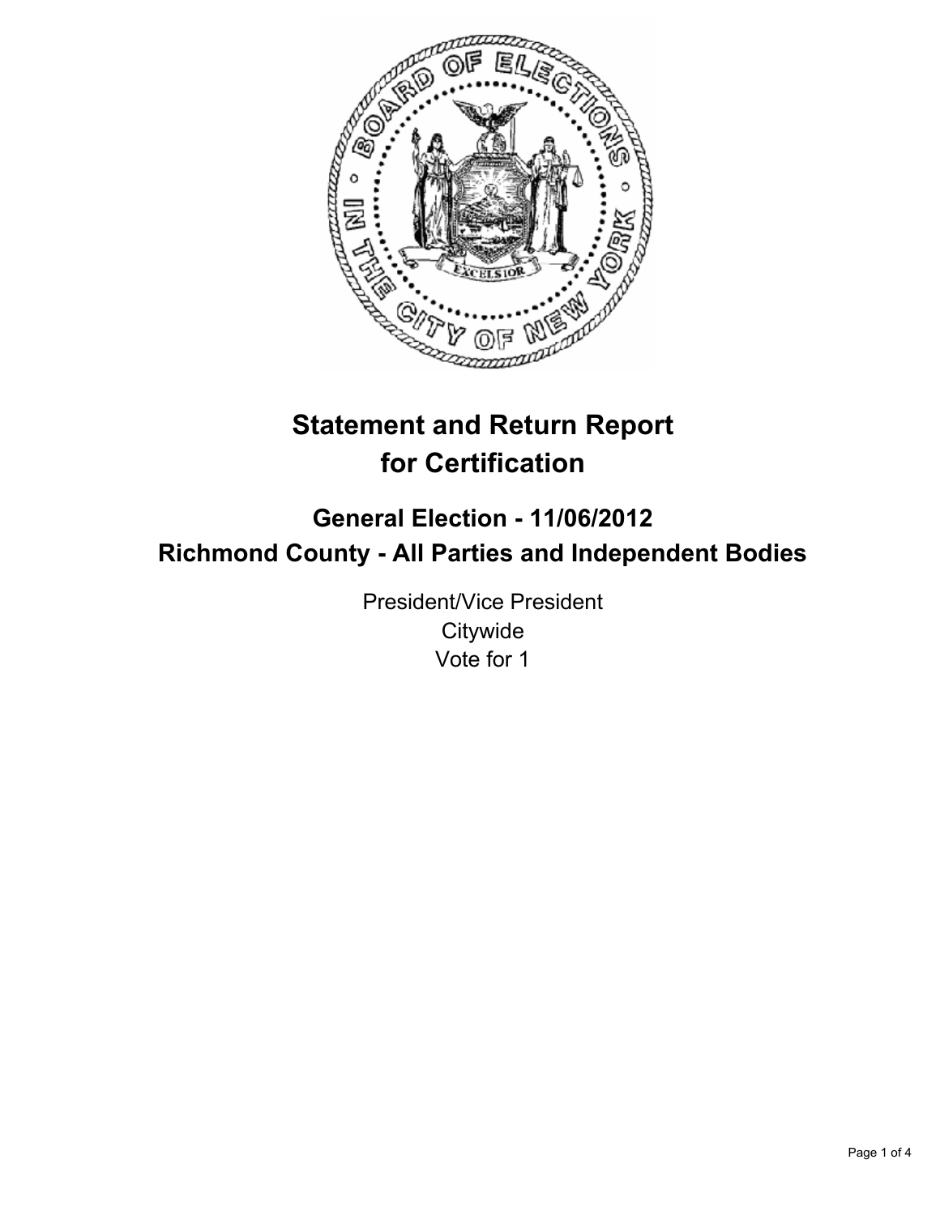# Statement and Return Report for Certification

## General Election - 11/06/2012
## Richmond County - All Parties and Independent Bodies

President/Vice President
Citywide
Vote for 1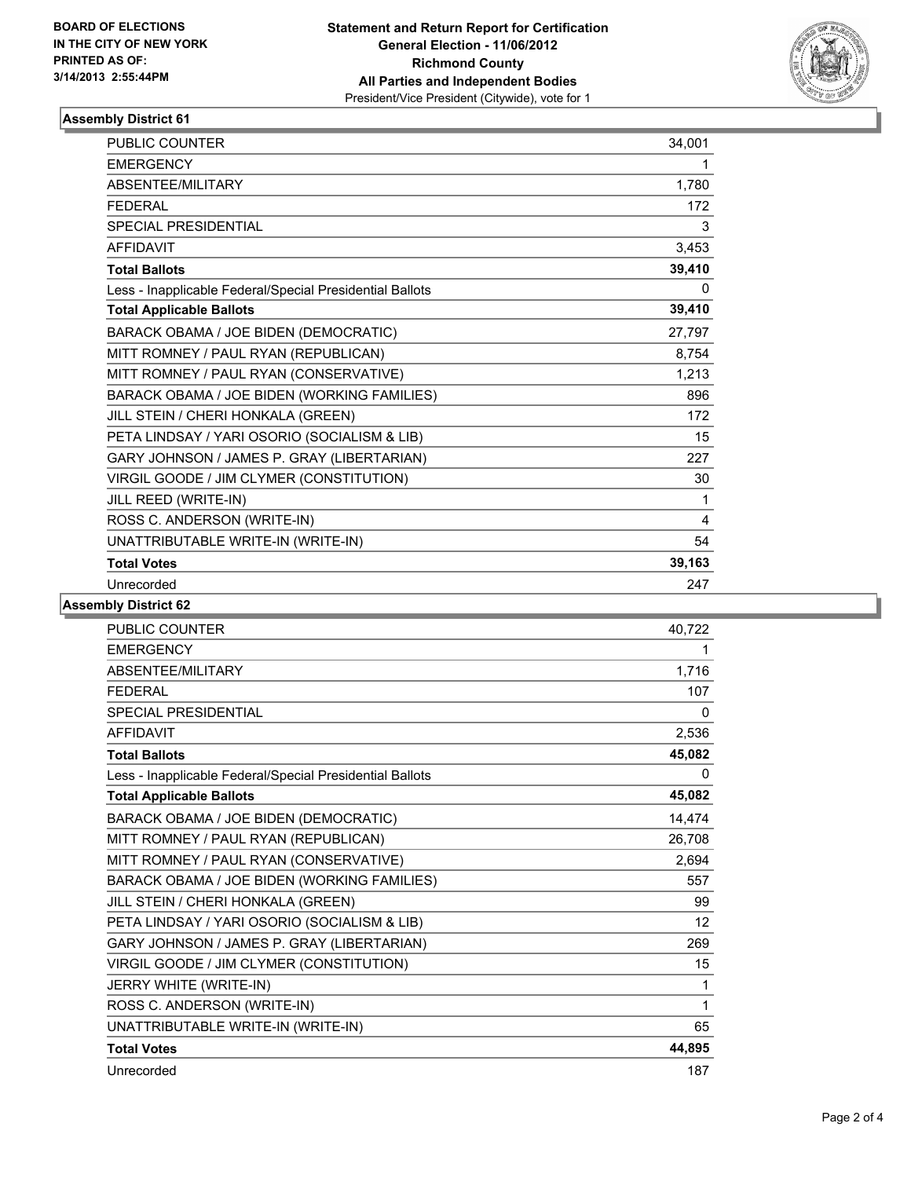**BOARD OF ELECTIONS IN THE CITY OF NEW YORK PRINTED AS OF: 3/14/2013 2:55:44PM**

**Statement and Return Report for Certification**
**General Election - 11/06/2012**
**Richmond County**
**All Parties and Independent Bodies**
President/Vice President (Citywide), vote for 1

### Assembly District 61

| | |
|---|---|
| PUBLIC COUNTER | 34,001 |
| EMERGENCY | 1 |
| ABSENTEE/MILITARY | 1,780 |
| FEDERAL | 172 |
| SPECIAL PRESIDENTIAL | 3 |
| AFFIDAVIT | 3,453 |
| **Total Ballots** | **39,410** |
| Less - Inapplicable Federal/Special Presidential Ballots | 0 |
| **Total Applicable Ballots** | **39,410** |
| BARACK OBAMA / JOE BIDEN (DEMOCRATIC) | 27,797 |
| MITT ROMNEY / PAUL RYAN (REPUBLICAN) | 8,754 |
| MITT ROMNEY / PAUL RYAN (CONSERVATIVE) | 1,213 |
| BARACK OBAMA / JOE BIDEN (WORKING FAMILIES) | 896 |
| JILL STEIN / CHERI HONKALA (GREEN) | 172 |
| PETA LINDSAY / YARI OSORIO (SOCIALISM & LIB) | 15 |
| GARY JOHNSON / JAMES P. GRAY (LIBERTARIAN) | 227 |
| VIRGIL GOODE / JIM CLYMER (CONSTITUTION) | 30 |
| JILL REED (WRITE-IN) | 1 |
| ROSS C. ANDERSON (WRITE-IN) | 4 |
| UNATTRIBUTABLE WRITE-IN (WRITE-IN) | 54 |
| **Total Votes** | **39,163** |
| Unrecorded | 247 |

### Assembly District 62

| | |
|---|---|
| PUBLIC COUNTER | 40,722 |
| EMERGENCY | 1 |
| ABSENTEE/MILITARY | 1,716 |
| FEDERAL | 107 |
| SPECIAL PRESIDENTIAL | 0 |
| AFFIDAVIT | 2,536 |
| **Total Ballots** | **45,082** |
| Less - Inapplicable Federal/Special Presidential Ballots | 0 |
| **Total Applicable Ballots** | **45,082** |
| BARACK OBAMA / JOE BIDEN (DEMOCRATIC) | 14,474 |
| MITT ROMNEY / PAUL RYAN (REPUBLICAN) | 26,708 |
| MITT ROMNEY / PAUL RYAN (CONSERVATIVE) | 2,694 |
| BARACK OBAMA / JOE BIDEN (WORKING FAMILIES) | 557 |
| JILL STEIN / CHERI HONKALA (GREEN) | 99 |
| PETA LINDSAY / YARI OSORIO (SOCIALISM & LIB) | 12 |
| GARY JOHNSON / JAMES P. GRAY (LIBERTARIAN) | 269 |
| VIRGIL GOODE / JIM CLYMER (CONSTITUTION) | 15 |
| JERRY WHITE (WRITE-IN) | 1 |
| ROSS C. ANDERSON (WRITE-IN) | 1 |
| UNATTRIBUTABLE WRITE-IN (WRITE-IN) | 65 |
| **Total Votes** | **44,895** |
| Unrecorded | 187 |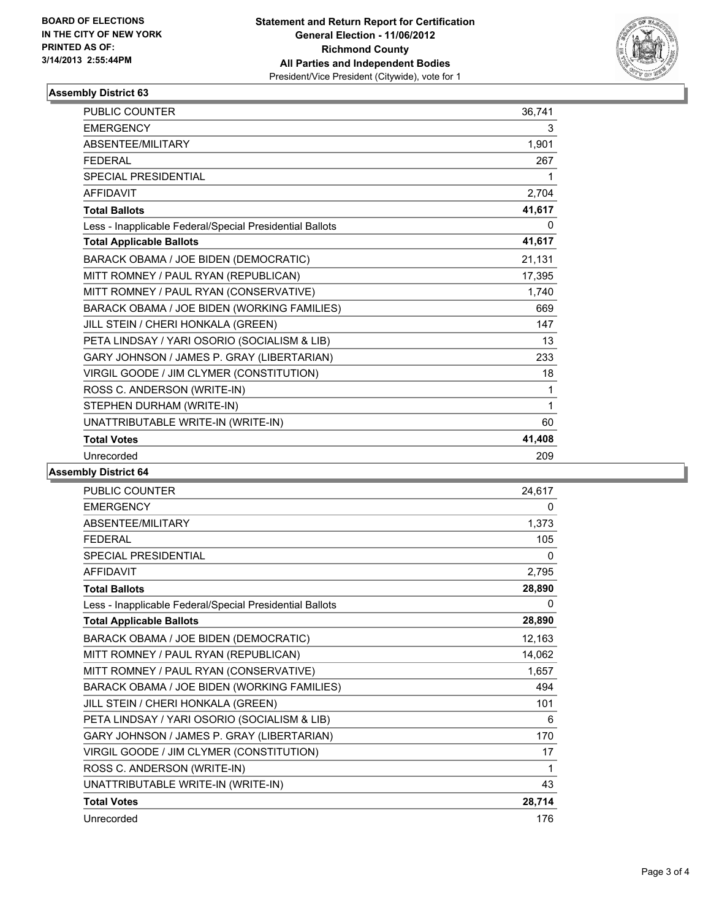BOARD OF ELECTIONS
IN THE CITY OF NEW YORK
PRINTED AS OF:
3/14/2013 2:55:44PM

**Statement and Return Report for Certification**
**General Election - 11/06/2012**
**Richmond County**
**All Parties and Independent Bodies**
President/Vice President (Citywide), vote for 1

### Assembly District 63

| | |
|---|---|
| PUBLIC COUNTER | 36,741 |
| EMERGENCY | 3 |
| ABSENTEE/MILITARY | 1,901 |
| FEDERAL | 267 |
| SPECIAL PRESIDENTIAL | 1 |
| AFFIDAVIT | 2,704 |
| **Total Ballots** | **41,617** |
| Less - Inapplicable Federal/Special Presidential Ballots | 0 |
| **Total Applicable Ballots** | **41,617** |
| BARACK OBAMA / JOE BIDEN (DEMOCRATIC) | 21,131 |
| MITT ROMNEY / PAUL RYAN (REPUBLICAN) | 17,395 |
| MITT ROMNEY / PAUL RYAN (CONSERVATIVE) | 1,740 |
| BARACK OBAMA / JOE BIDEN (WORKING FAMILIES) | 669 |
| JILL STEIN / CHERI HONKALA (GREEN) | 147 |
| PETA LINDSAY / YARI OSORIO (SOCIALISM & LIB) | 13 |
| GARY JOHNSON / JAMES P. GRAY (LIBERTARIAN) | 233 |
| VIRGIL GOODE / JIM CLYMER (CONSTITUTION) | 18 |
| ROSS C. ANDERSON (WRITE-IN) | 1 |
| STEPHEN DURHAM (WRITE-IN) | 1 |
| UNATTRIBUTABLE WRITE-IN (WRITE-IN) | 60 |
| **Total Votes** | **41,408** |
| Unrecorded | 209 |

### Assembly District 64

| | |
|---|---|
| PUBLIC COUNTER | 24,617 |
| EMERGENCY | 0 |
| ABSENTEE/MILITARY | 1,373 |
| FEDERAL | 105 |
| SPECIAL PRESIDENTIAL | 0 |
| AFFIDAVIT | 2,795 |
| **Total Ballots** | **28,890** |
| Less - Inapplicable Federal/Special Presidential Ballots | 0 |
| **Total Applicable Ballots** | **28,890** |
| BARACK OBAMA / JOE BIDEN (DEMOCRATIC) | 12,163 |
| MITT ROMNEY / PAUL RYAN (REPUBLICAN) | 14,062 |
| MITT ROMNEY / PAUL RYAN (CONSERVATIVE) | 1,657 |
| BARACK OBAMA / JOE BIDEN (WORKING FAMILIES) | 494 |
| JILL STEIN / CHERI HONKALA (GREEN) | 101 |
| PETA LINDSAY / YARI OSORIO (SOCIALISM & LIB) | 6 |
| GARY JOHNSON / JAMES P. GRAY (LIBERTARIAN) | 170 |
| VIRGIL GOODE / JIM CLYMER (CONSTITUTION) | 17 |
| ROSS C. ANDERSON (WRITE-IN) | 1 |
| UNATTRIBUTABLE WRITE-IN (WRITE-IN) | 43 |
| **Total Votes** | **28,714** |
| Unrecorded | 176 |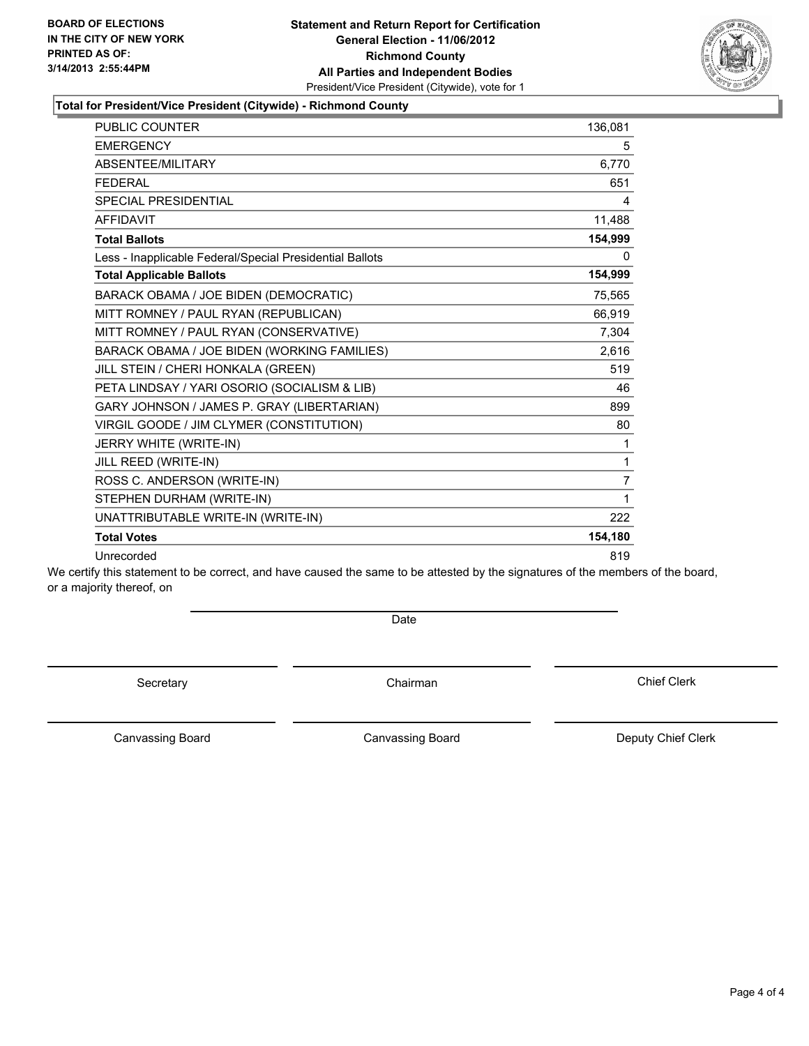**BOARD OF ELECTIONS**
**IN THE CITY OF NEW YORK**
**PRINTED AS OF:**
**3/14/2013 2:55:44PM**

**Statement and Return Report for Certification**
**General Election - 11/06/2012**
**Richmond County**
**All Parties and Independent Bodies**
President/Vice President (Citywide), vote for 1

### Total for President/Vice President (Citywide) - Richmond County

| | |
|---|---|
| PUBLIC COUNTER | 136,081 |
| EMERGENCY | 5 |
| ABSENTEE/MILITARY | 6,770 |
| FEDERAL | 651 |
| SPECIAL PRESIDENTIAL | 4 |
| AFFIDAVIT | 11,488 |
| **Total Ballots** | **154,999** |
| Less - Inapplicable Federal/Special Presidential Ballots | 0 |
| **Total Applicable Ballots** | **154,999** |
| BARACK OBAMA / JOE BIDEN (DEMOCRATIC) | 75,565 |
| MITT ROMNEY / PAUL RYAN (REPUBLICAN) | 66,919 |
| MITT ROMNEY / PAUL RYAN (CONSERVATIVE) | 7,304 |
| BARACK OBAMA / JOE BIDEN (WORKING FAMILIES) | 2,616 |
| JILL STEIN / CHERI HONKALA (GREEN) | 519 |
| PETA LINDSAY / YARI OSORIO (SOCIALISM & LIB) | 46 |
| GARY JOHNSON / JAMES P. GRAY (LIBERTARIAN) | 899 |
| VIRGIL GOODE / JIM CLYMER (CONSTITUTION) | 80 |
| JERRY WHITE (WRITE-IN) | 1 |
| JILL REED (WRITE-IN) | 1 |
| ROSS C. ANDERSON (WRITE-IN) | 7 |
| STEPHEN DURHAM (WRITE-IN) | 1 |
| UNATTRIBUTABLE WRITE-IN (WRITE-IN) | 222 |
| **Total Votes** | **154,180** |
| Unrecorded | 819 |

We certify this statement to be correct, and have caused the same to be attested by the signatures of the members of the board, or a majority thereof, on

Date

Secretary    Chairman    Chief Clerk

Canvassing Board    Canvassing Board    Deputy Chief Clerk